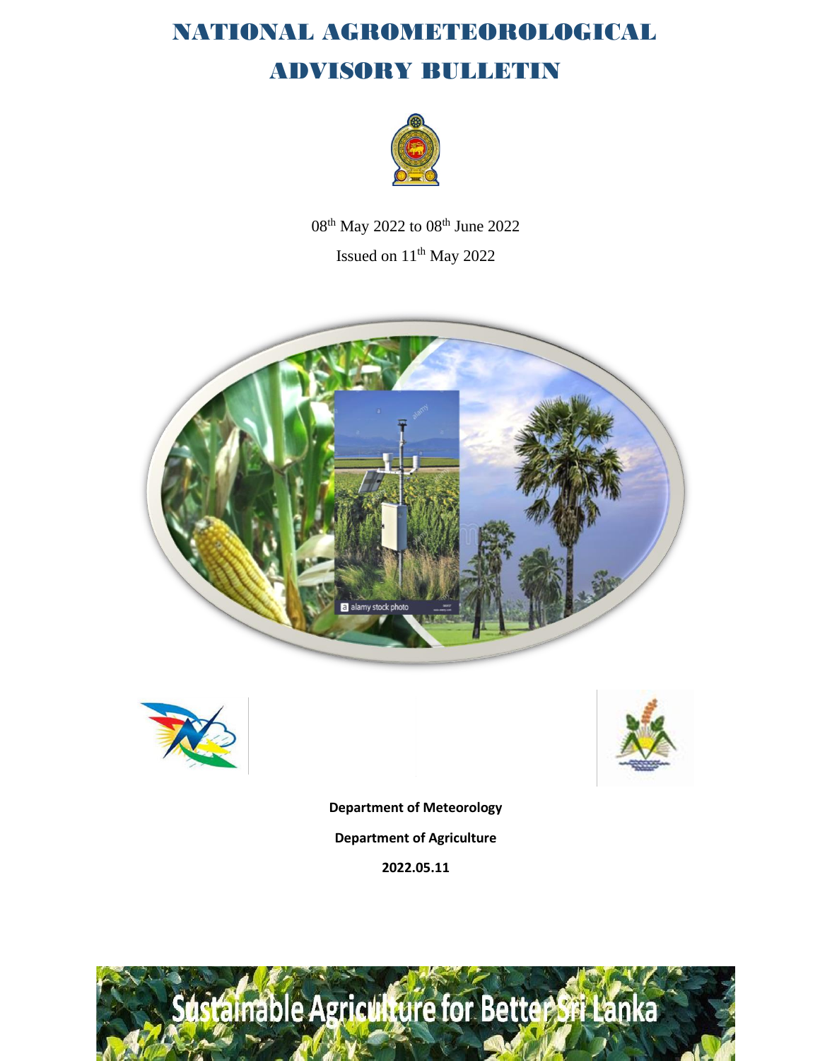# NATIONAL AGROMETEOROLOGICAL ADVISORY BULLETIN

08th May 2022 to 08th June 2022

Issued on 11th May 2022

**Department of Meteorology**

**Department of Agriculture**

**2022.05.11**

Sustainable Agriculture for Better Sri Lanka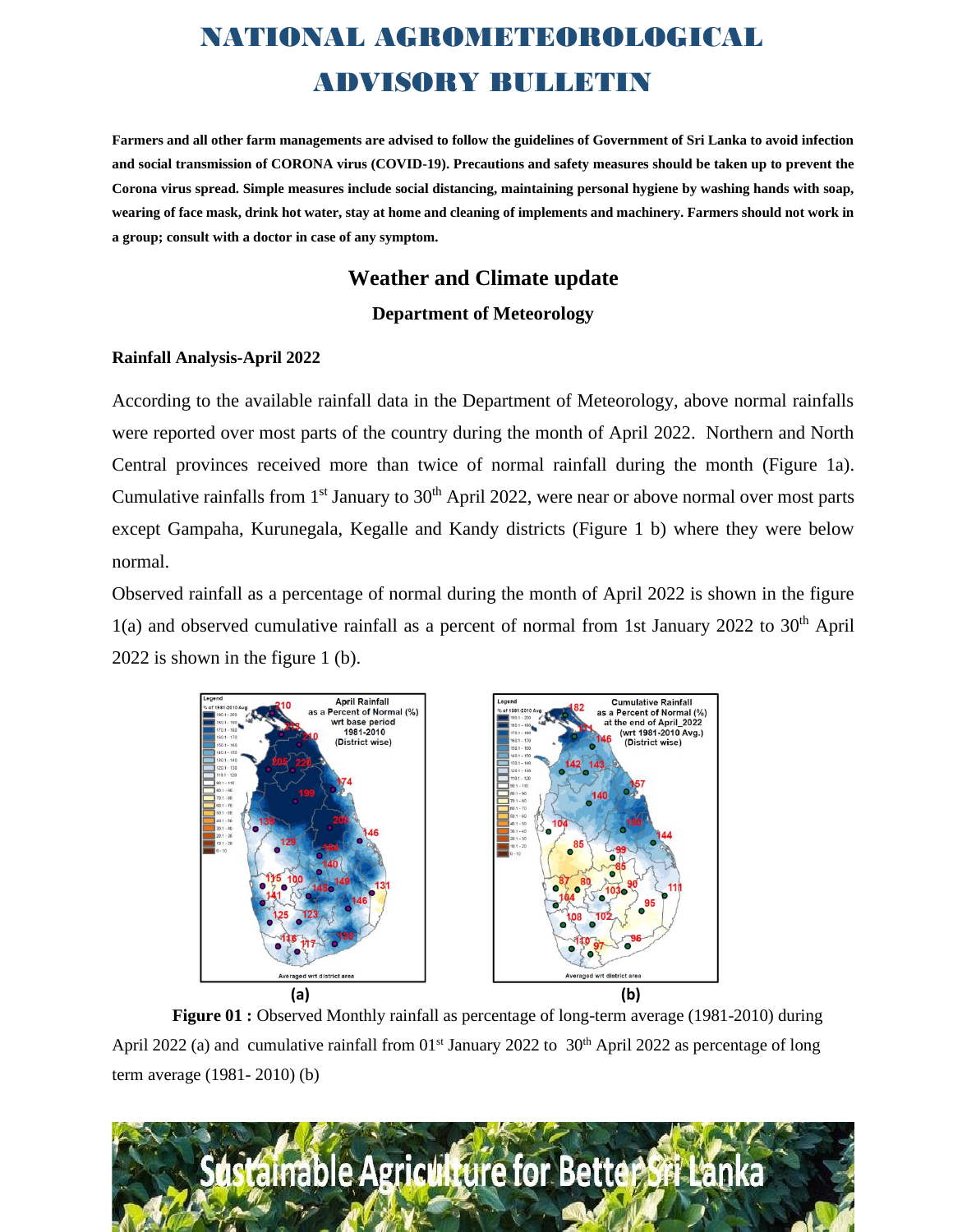# NATIONAL AGROMETEOROLOGICAL ADVISORY BULLETIN

**Farmers and all other farm managements are advised to follow the guidelines of Government of Sri Lanka to avoid infection and social transmission of CORONA virus (COVID-19). Precautions and safety measures should be taken up to prevent the Corona virus spread. Simple measures include social distancing, maintaining personal hygiene by washing hands with soap, wearing of face mask, drink hot water, stay at home and cleaning of implements and machinery. Farmers should not work in a group; consult with a doctor in case of any symptom.**

## Weather and Climate update

### Department of Meteorology

**Rainfall Analysis-April 2022**

According to the available rainfall data in the Department of Meteorology, above normal rainfalls were reported over most parts of the country during the month of April 2022. Northern and North Central provinces received more than twice of normal rainfall during the month (Figure 1a). Cumulative rainfalls from 1st January to 30th April 2022, were near or above normal over most parts except Gampaha, Kurunegala, Kegalle and Kandy districts (Figure 1 b) where they were below normal.

Observed rainfall as a percentage of normal during the month of April 2022 is shown in the figure 1(a) and observed cumulative rainfall as a percent of normal from 1st January 2022 to 30th April 2022 is shown in the figure 1 (b).

(a) (b)

**Figure 01 :** Observed Monthly rainfall as percentage of long-term average (1981-2010) during April 2022 (a) and cumulative rainfall from 01st January 2022 to 30th April 2022 as percentage of long term average (1981- 2010) (b)

Sustainable Agriculture for Better Sri Lanka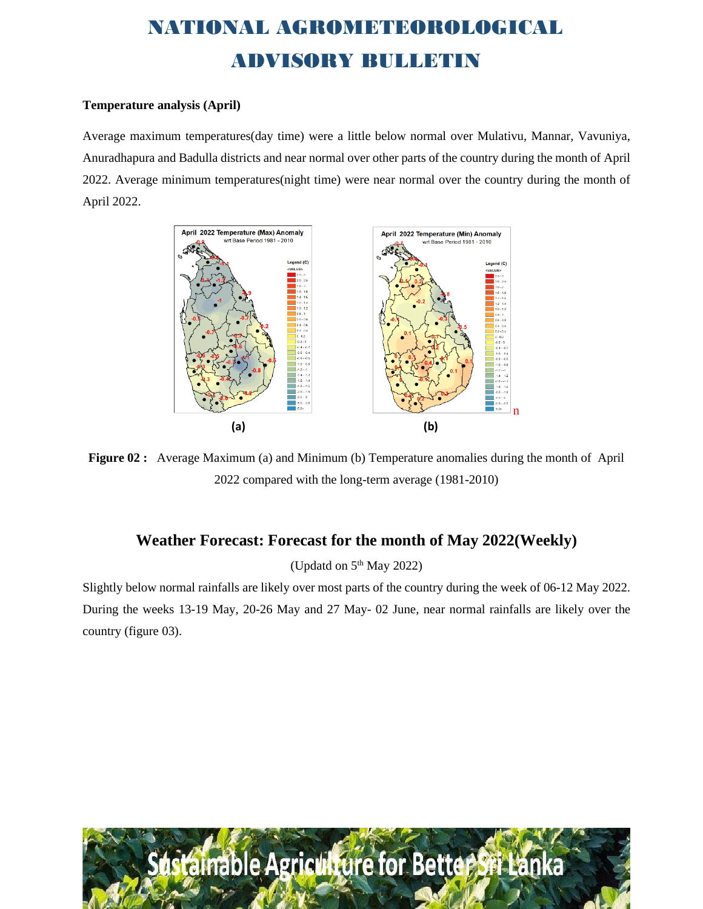# NATIONAL AGROMETEOROLOGICAL ADVISORY BULLETIN

**Temperature analysis (April)**

Average maximum temperatures(day time) were a little below normal over Mulativu, Mannar, Vavuniya, Anuradhapura and Badulla districts and near normal over other parts of the country during the month of April 2022. Average minimum temperatures(night time) were near normal over the country during the month of April 2022.

(a) (b)

**Figure 02 :** Average Maximum (a) and Minimum (b) Temperature anomalies during the month of April 2022 compared with the long-term average (1981-2010)

## Weather Forecast: Forecast for the month of May 2022(Weekly)

(Updatd on 5th May 2022)

Slightly below normal rainfalls are likely over most parts of the country during the week of 06-12 May 2022. During the weeks 13-19 May, 20-26 May and 27 May- 02 June, near normal rainfalls are likely over the country (figure 03).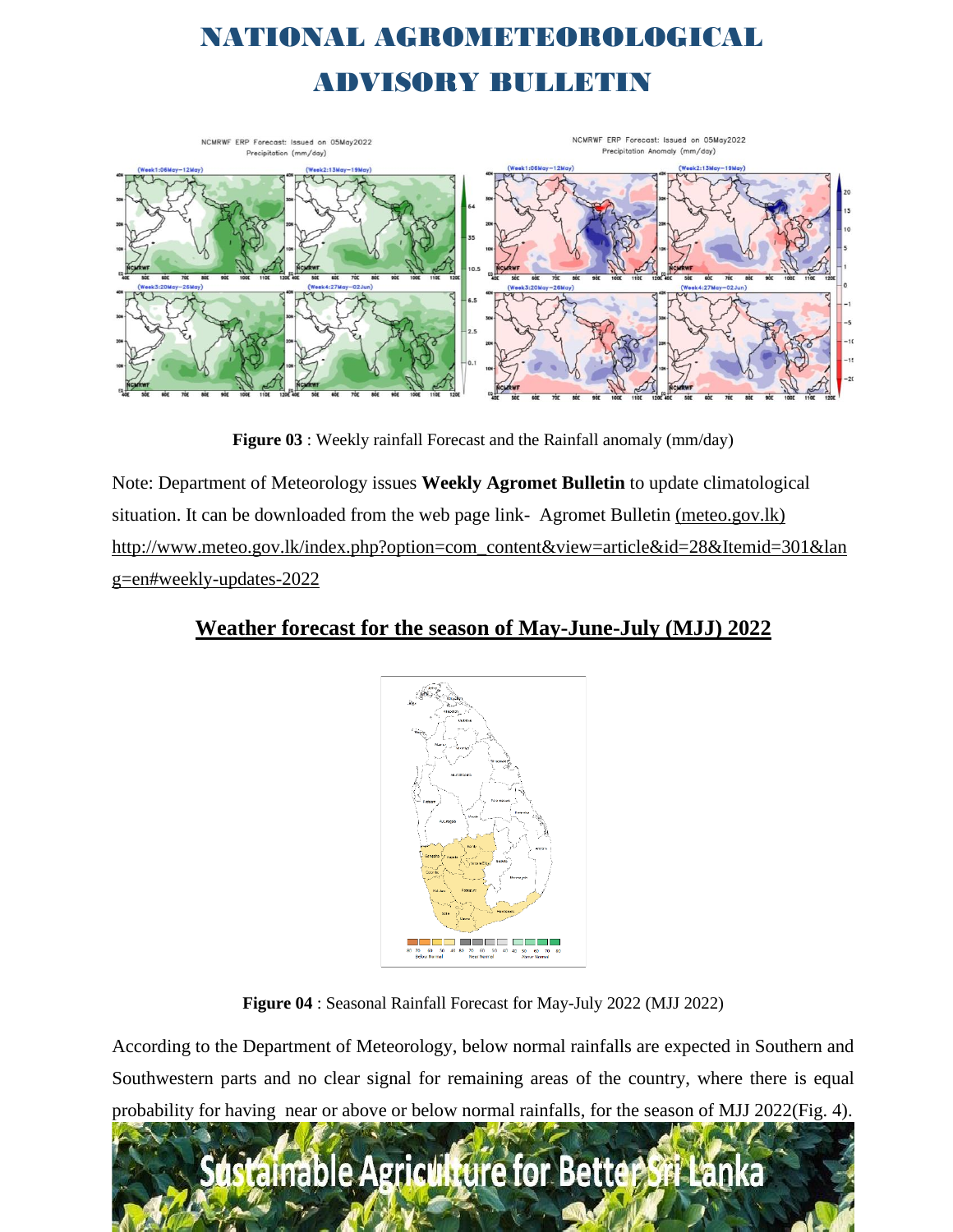# NATIONAL AGROMETEOROLOGICAL ADVISORY BULLETIN

**Figure 03** : Weekly rainfall Forecast and the Rainfall anomaly (mm/day)

Note: Department of Meteorology issues **Weekly Agromet Bulletin** to update climatological situation. It can be downloaded from the web page link- Agromet Bulletin (meteo.gov.lk) http://www.meteo.gov.lk/index.php?option=com_content&view=article&id=28&Itemid=301&lang=en#weekly-updates-2022

## Weather forecast for the season of May-June-July (MJJ) 2022

**Figure 04** : Seasonal Rainfall Forecast for May-July 2022 (MJJ 2022)

According to the Department of Meteorology, below normal rainfalls are expected in Southern and Southwestern parts and no clear signal for remaining areas of the country, where there is equal probability for having near or above or below normal rainfalls, for the season of MJJ 2022(Fig. 4).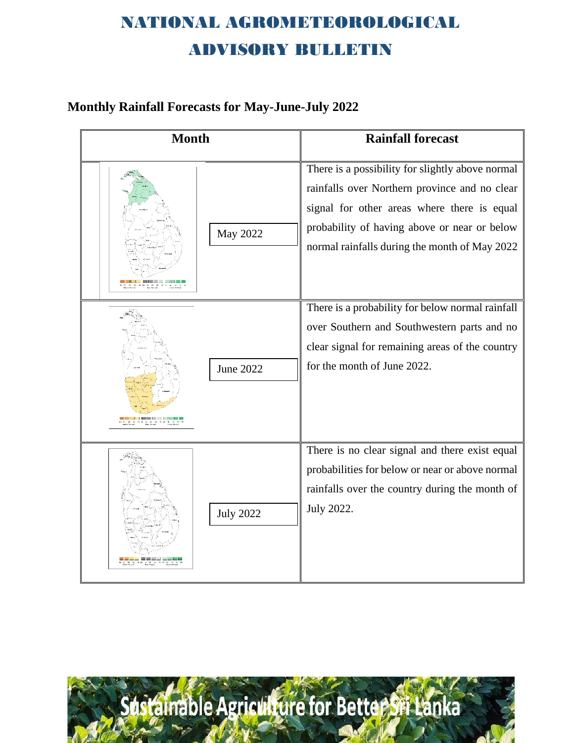# NATIONAL AGROMETEOROLOGICAL ADVISORY BULLETIN

## Monthly Rainfall Forecasts for May-June-July 2022

| Month | Rainfall forecast |
| --- | --- |
| May 2022 | There is a possibility for slightly above normal rainfalls over Northern province and no clear signal for other areas where there is equal probability of having above or near or below normal rainfalls during the month of May 2022 |
| June 2022 | There is a probability for below normal rainfall over Southern and Southwestern parts and no clear signal for remaining areas of the country for the month of June 2022. |
| July 2022 | There is no clear signal and there exist equal probabilities for below or near or above normal rainfalls over the country during the month of July 2022. |

Sustainable Agriculture for Better Sri Lanka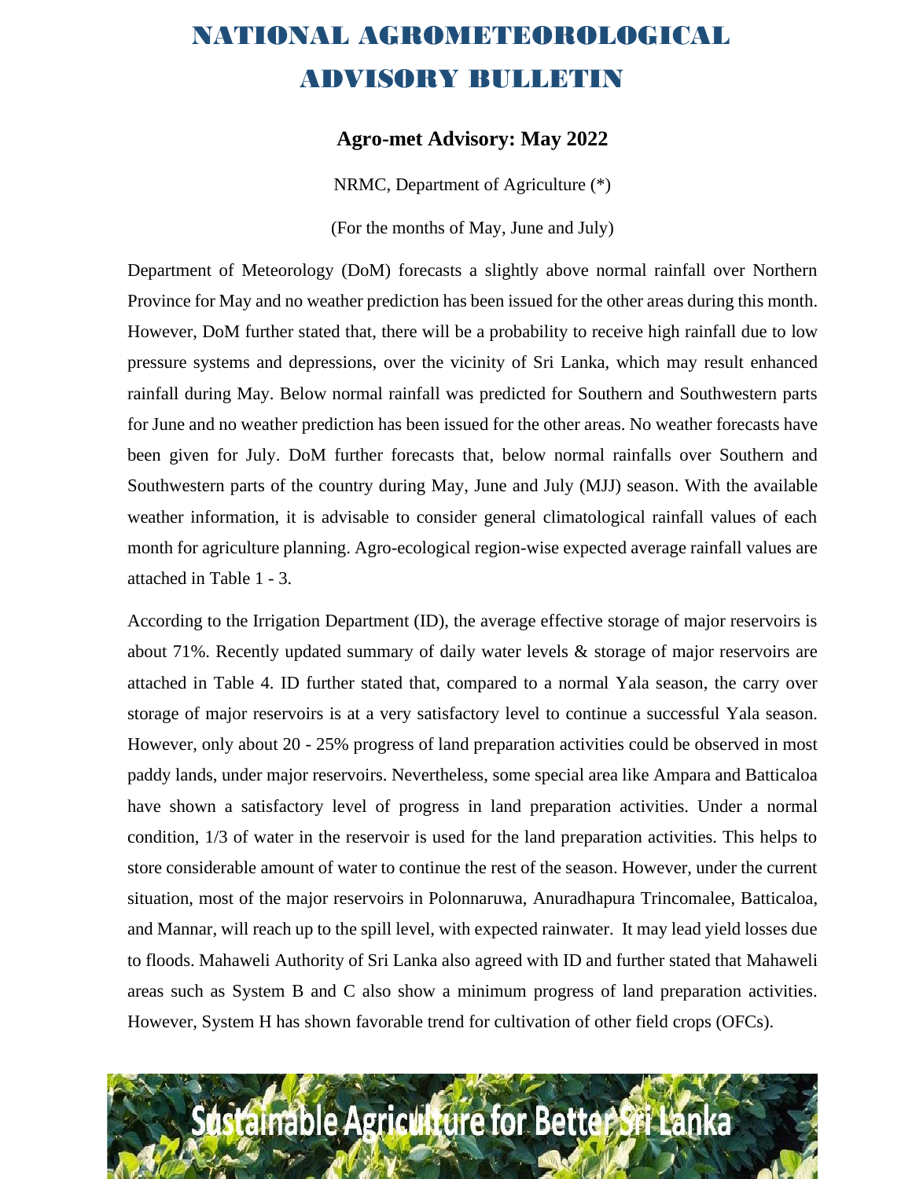# NATIONAL AGROMETEOROLOGICAL ADVISORY BULLETIN

### Agro-met Advisory: May 2022

NRMC, Department of Agriculture (*)

(For the months of May, June and July)

Department of Meteorology (DoM) forecasts a slightly above normal rainfall over Northern Province for May and no weather prediction has been issued for the other areas during this month. However, DoM further stated that, there will be a probability to receive high rainfall due to low pressure systems and depressions, over the vicinity of Sri Lanka, which may result enhanced rainfall during May. Below normal rainfall was predicted for Southern and Southwestern parts for June and no weather prediction has been issued for the other areas. No weather forecasts have been given for July. DoM further forecasts that, below normal rainfalls over Southern and Southwestern parts of the country during May, June and July (MJJ) season. With the available weather information, it is advisable to consider general climatological rainfall values of each month for agriculture planning. Agro-ecological region-wise expected average rainfall values are attached in Table 1 - 3.

According to the Irrigation Department (ID), the average effective storage of major reservoirs is about 71%. Recently updated summary of daily water levels & storage of major reservoirs are attached in Table 4. ID further stated that, compared to a normal Yala season, the carry over storage of major reservoirs is at a very satisfactory level to continue a successful Yala season. However, only about 20 - 25% progress of land preparation activities could be observed in most paddy lands, under major reservoirs. Nevertheless, some special area like Ampara and Batticaloa have shown a satisfactory level of progress in land preparation activities. Under a normal condition, 1/3 of water in the reservoir is used for the land preparation activities. This helps to store considerable amount of water to continue the rest of the season. However, under the current situation, most of the major reservoirs in Polonnaruwa, Anuradhapura Trincomalee, Batticaloa, and Mannar, will reach up to the spill level, with expected rainwater. It may lead yield losses due to floods. Mahaweli Authority of Sri Lanka also agreed with ID and further stated that Mahaweli areas such as System B and C also show a minimum progress of land preparation activities. However, System H has shown favorable trend for cultivation of other field crops (OFCs).

Sustainable Agriculture for Better Sri Lanka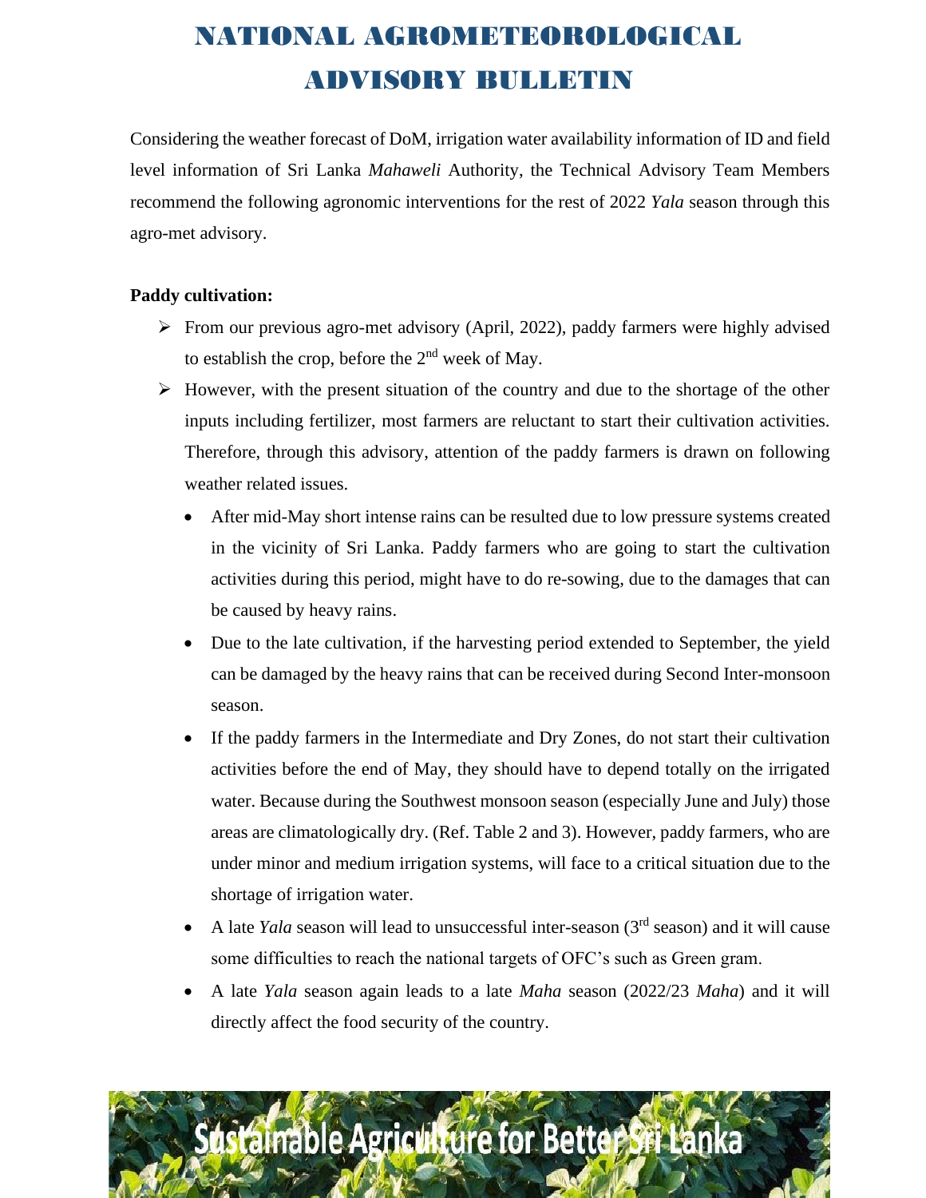# NATIONAL AGROMETEOROLOGICAL ADVISORY BULLETIN

Considering the weather forecast of DoM, irrigation water availability information of ID and field level information of Sri Lanka *Mahaweli* Authority, the Technical Advisory Team Members recommend the following agronomic interventions for the rest of 2022 *Yala* season through this agro-met advisory.

**Paddy cultivation:**

- From our previous agro-met advisory (April, 2022), paddy farmers were highly advised to establish the crop, before the 2nd week of May.
- However, with the present situation of the country and due to the shortage of the other inputs including fertilizer, most farmers are reluctant to start their cultivation activities. Therefore, through this advisory, attention of the paddy farmers is drawn on following weather related issues.
  - After mid-May short intense rains can be resulted due to low pressure systems created in the vicinity of Sri Lanka. Paddy farmers who are going to start the cultivation activities during this period, might have to do re-sowing, due to the damages that can be caused by heavy rains.
  - Due to the late cultivation, if the harvesting period extended to September, the yield can be damaged by the heavy rains that can be received during Second Inter-monsoon season.
  - If the paddy farmers in the Intermediate and Dry Zones, do not start their cultivation activities before the end of May, they should have to depend totally on the irrigated water. Because during the Southwest monsoon season (especially June and July) those areas are climatologically dry. (Ref. Table 2 and 3). However, paddy farmers, who are under minor and medium irrigation systems, will face to a critical situation due to the shortage of irrigation water.
  - A late *Yala* season will lead to unsuccessful inter-season (3rd season) and it will cause some difficulties to reach the national targets of OFC's such as Green gram.
  - A late *Yala* season again leads to a late *Maha* season (2022/23 *Maha*) and it will directly affect the food security of the country.

Sustainable Agriculture for Better Sri Lanka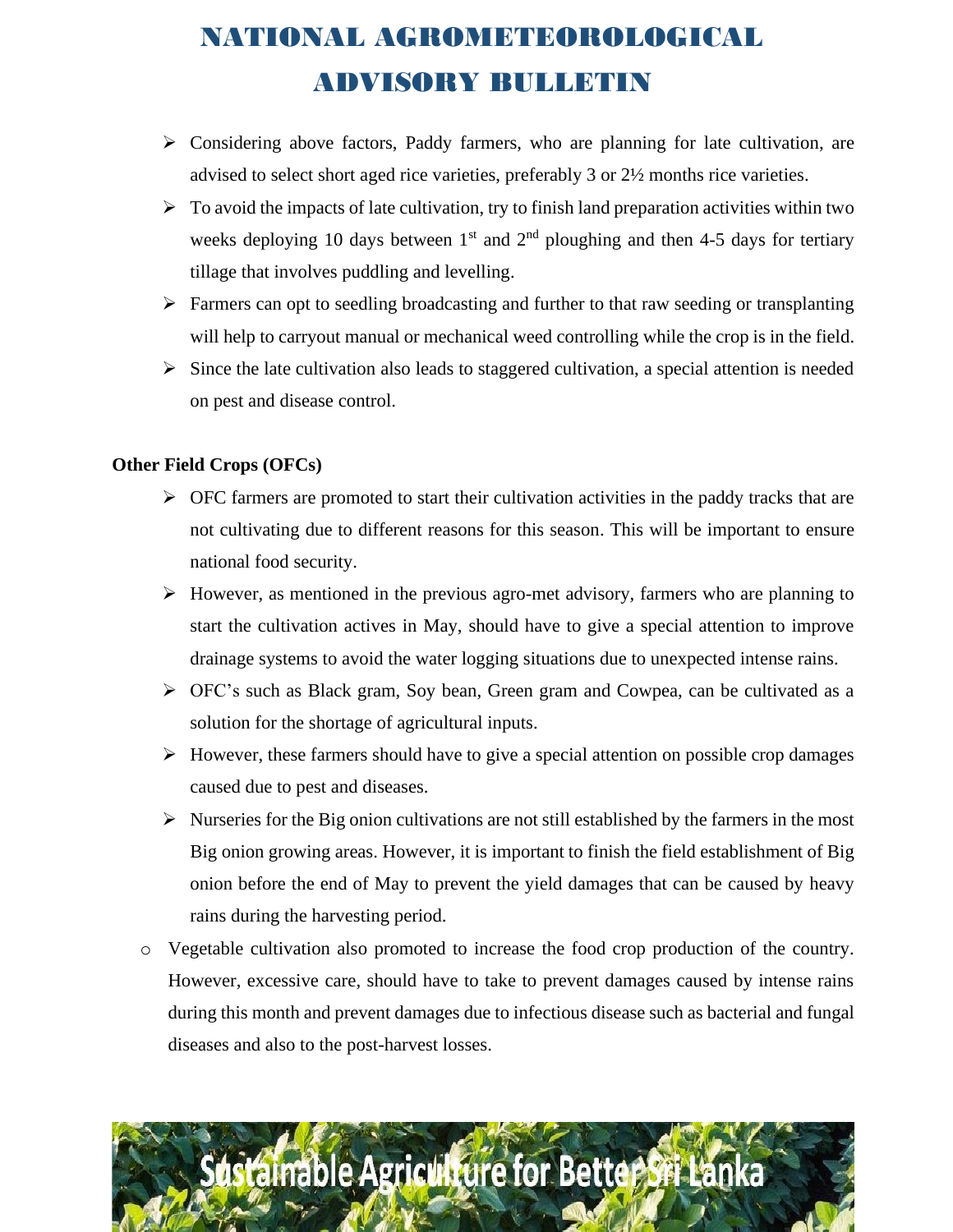- Considering above factors, Paddy farmers, who are planning for late cultivation, are advised to select short aged rice varieties, preferably 3 or 2½ months rice varieties.
- To avoid the impacts of late cultivation, try to finish land preparation activities within two weeks deploying 10 days between 1st and 2nd ploughing and then 4-5 days for tertiary tillage that involves puddling and levelling.
- Farmers can opt to seedling broadcasting and further to that raw seeding or transplanting will help to carryout manual or mechanical weed controlling while the crop is in the field.
- Since the late cultivation also leads to staggered cultivation, a special attention is needed on pest and disease control.

**Other Field Crops (OFCs)**

- OFC farmers are promoted to start their cultivation activities in the paddy tracks that are not cultivating due to different reasons for this season. This will be important to ensure national food security.
- However, as mentioned in the previous agro-met advisory, farmers who are planning to start the cultivation actives in May, should have to give a special attention to improve drainage systems to avoid the water logging situations due to unexpected intense rains.
- OFC's such as Black gram, Soy bean, Green gram and Cowpea, can be cultivated as a solution for the shortage of agricultural inputs.
- However, these farmers should have to give a special attention on possible crop damages caused due to pest and diseases.
- Nurseries for the Big onion cultivations are not still established by the farmers in the most Big onion growing areas. However, it is important to finish the field establishment of Big onion before the end of May to prevent the yield damages that can be caused by heavy rains during the harvesting period.

- Vegetable cultivation also promoted to increase the food crop production of the country. However, excessive care, should have to take to prevent damages caused by intense rains during this month and prevent damages due to infectious disease such as bacterial and fungal diseases and also to the post-harvest losses.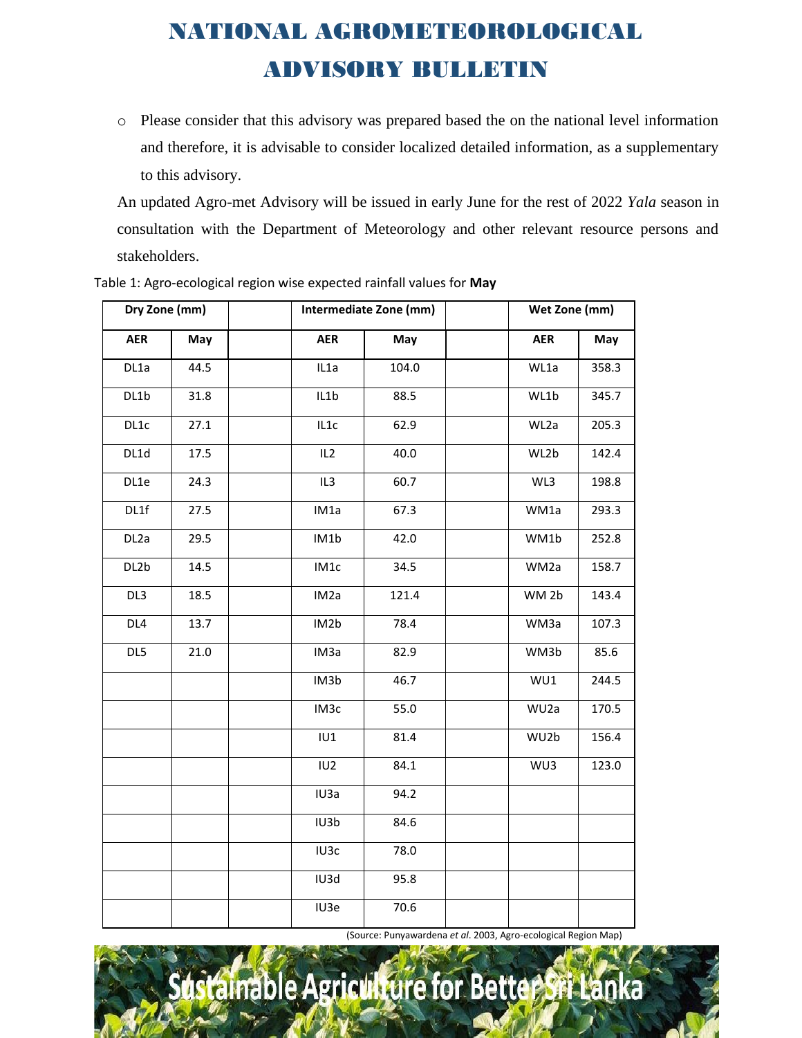// NATIONAL AGROMETEOROLOGICAL ADVISORY BULLETIN — running header, omitted? It appears as page title repeated; likely running header.

- Please consider that this advisory was prepared based the on the national level information and therefore, it is advisable to consider localized detailed information, as a supplementary to this advisory.

An updated Agro-met Advisory will be issued in early June for the rest of 2022 *Yala* season in consultation with the Department of Meteorology and other relevant resource persons and stakeholders.

Table 1: Agro-ecological region wise expected rainfall values for **May**

| Dry Zone (mm) | | | Intermediate Zone (mm) | | | Wet Zone (mm) | |
|---|---|---|---|---|---|---|---|
| **AER** | **May** | | **AER** | **May** | | **AER** | **May** |
| DL1a | 44.5 | | IL1a | 104.0 | | WL1a | 358.3 |
| DL1b | 31.8 | | IL1b | 88.5 | | WL1b | 345.7 |
| DL1c | 27.1 | | IL1c | 62.9 | | WL2a | 205.3 |
| DL1d | 17.5 | | IL2 | 40.0 | | WL2b | 142.4 |
| DL1e | 24.3 | | IL3 | 60.7 | | WL3 | 198.8 |
| DL1f | 27.5 | | IM1a | 67.3 | | WM1a | 293.3 |
| DL2a | 29.5 | | IM1b | 42.0 | | WM1b | 252.8 |
| DL2b | 14.5 | | IM1c | 34.5 | | WM2a | 158.7 |
| DL3 | 18.5 | | IM2a | 121.4 | | WM 2b | 143.4 |
| DL4 | 13.7 | | IM2b | 78.4 | | WM3a | 107.3 |
| DL5 | 21.0 | | IM3a | 82.9 | | WM3b | 85.6 |
| | | | IM3b | 46.7 | | WU1 | 244.5 |
| | | | IM3c | 55.0 | | WU2a | 170.5 |
| | | | IU1 | 81.4 | | WU2b | 156.4 |
| | | | IU2 | 84.1 | | WU3 | 123.0 |
| | | | IU3a | 94.2 | | | |
| | | | IU3b | 84.6 | | | |
| | | | IU3c | 78.0 | | | |
| | | | IU3d | 95.8 | | | |
| | | | IU3e | 70.6 | | | |

(Source: Punyawardena *et al*. 2003, Agro-ecological Region Map)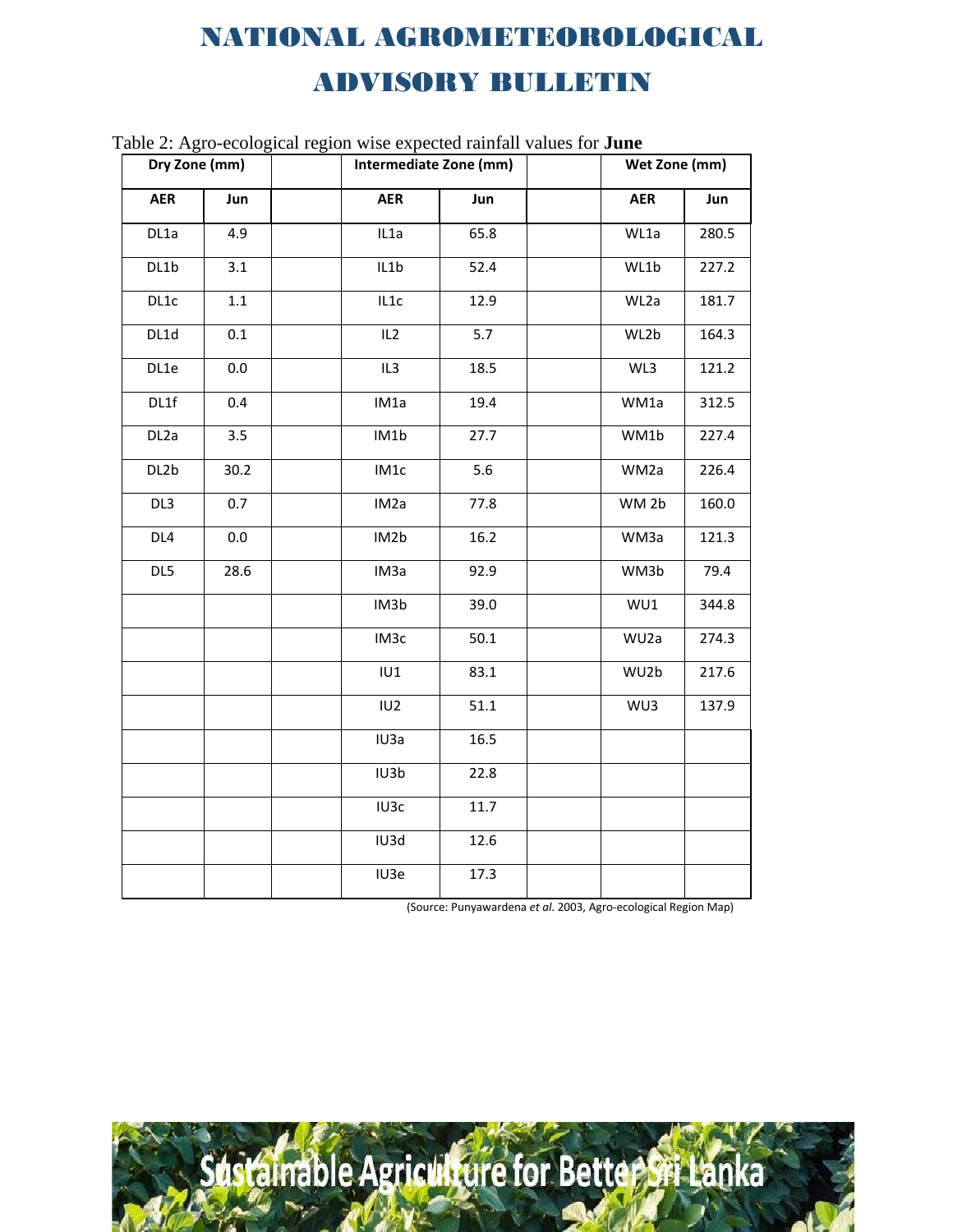Table 2: Agro-ecological region wise expected rainfall values for **June**

| Dry Zone (mm) | | | Intermediate Zone (mm) | | | Wet Zone (mm) | |
|---|---|---|---|---|---|---|---|
| AER | Jun | | AER | Jun | | AER | Jun |
| DL1a | 4.9 | | IL1a | 65.8 | | WL1a | 280.5 |
| DL1b | 3.1 | | IL1b | 52.4 | | WL1b | 227.2 |
| DL1c | 1.1 | | IL1c | 12.9 | | WL2a | 181.7 |
| DL1d | 0.1 | | IL2 | 5.7 | | WL2b | 164.3 |
| DL1e | 0.0 | | IL3 | 18.5 | | WL3 | 121.2 |
| DL1f | 0.4 | | IM1a | 19.4 | | WM1a | 312.5 |
| DL2a | 3.5 | | IM1b | 27.7 | | WM1b | 227.4 |
| DL2b | 30.2 | | IM1c | 5.6 | | WM2a | 226.4 |
| DL3 | 0.7 | | IM2a | 77.8 | | WM 2b | 160.0 |
| DL4 | 0.0 | | IM2b | 16.2 | | WM3a | 121.3 |
| DL5 | 28.6 | | IM3a | 92.9 | | WM3b | 79.4 |
| | | | IM3b | 39.0 | | WU1 | 344.8 |
| | | | IM3c | 50.1 | | WU2a | 274.3 |
| | | | IU1 | 83.1 | | WU2b | 217.6 |
| | | | IU2 | 51.1 | | WU3 | 137.9 |
| | | | IU3a | 16.5 | | | |
| | | | IU3b | 22.8 | | | |
| | | | IU3c | 11.7 | | | |
| | | | IU3d | 12.6 | | | |
| | | | IU3e | 17.3 | | | |

(Source: Punyawardena *et al.* 2003, Agro-ecological Region Map)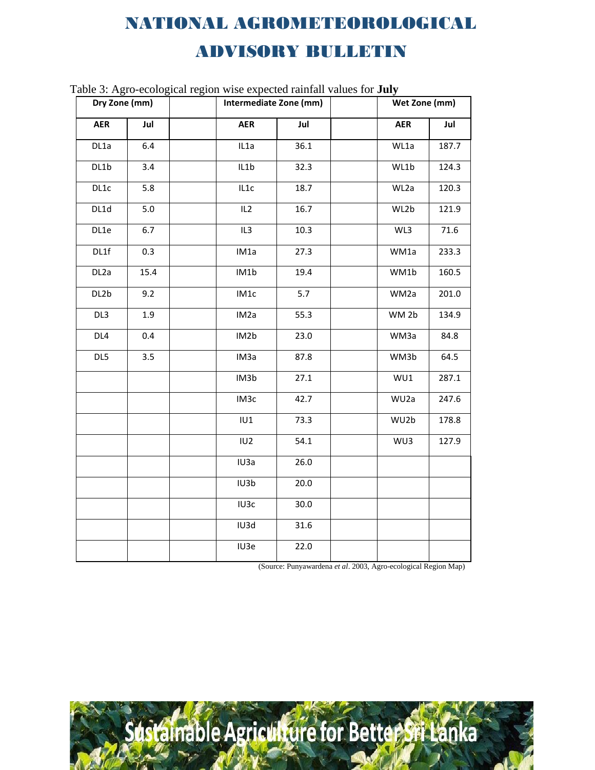Table 3: Agro-ecological region wise expected rainfall values for **July**

| Dry Zone (mm) | | | Intermediate Zone (mm) | | | Wet Zone (mm) | |
|---|---|---|---|---|---|---|---|
| AER | Jul | | AER | Jul | | AER | Jul |
| DL1a | 6.4 | | IL1a | 36.1 | | WL1a | 187.7 |
| DL1b | 3.4 | | IL1b | 32.3 | | WL1b | 124.3 |
| DL1c | 5.8 | | IL1c | 18.7 | | WL2a | 120.3 |
| DL1d | 5.0 | | IL2 | 16.7 | | WL2b | 121.9 |
| DL1e | 6.7 | | IL3 | 10.3 | | WL3 | 71.6 |
| DL1f | 0.3 | | IM1a | 27.3 | | WM1a | 233.3 |
| DL2a | 15.4 | | IM1b | 19.4 | | WM1b | 160.5 |
| DL2b | 9.2 | | IM1c | 5.7 | | WM2a | 201.0 |
| DL3 | 1.9 | | IM2a | 55.3 | | WM 2b | 134.9 |
| DL4 | 0.4 | | IM2b | 23.0 | | WM3a | 84.8 |
| DL5 | 3.5 | | IM3a | 87.8 | | WM3b | 64.5 |
| | | | IM3b | 27.1 | | WU1 | 287.1 |
| | | | IM3c | 42.7 | | WU2a | 247.6 |
| | | | IU1 | 73.3 | | WU2b | 178.8 |
| | | | IU2 | 54.1 | | WU3 | 127.9 |
| | | | IU3a | 26.0 | | | |
| | | | IU3b | 20.0 | | | |
| | | | IU3c | 30.0 | | | |
| | | | IU3d | 31.6 | | | |
| | | | IU3e | 22.0 | | | |

(Source: Punyawardena *et al*. 2003, Agro-ecological Region Map)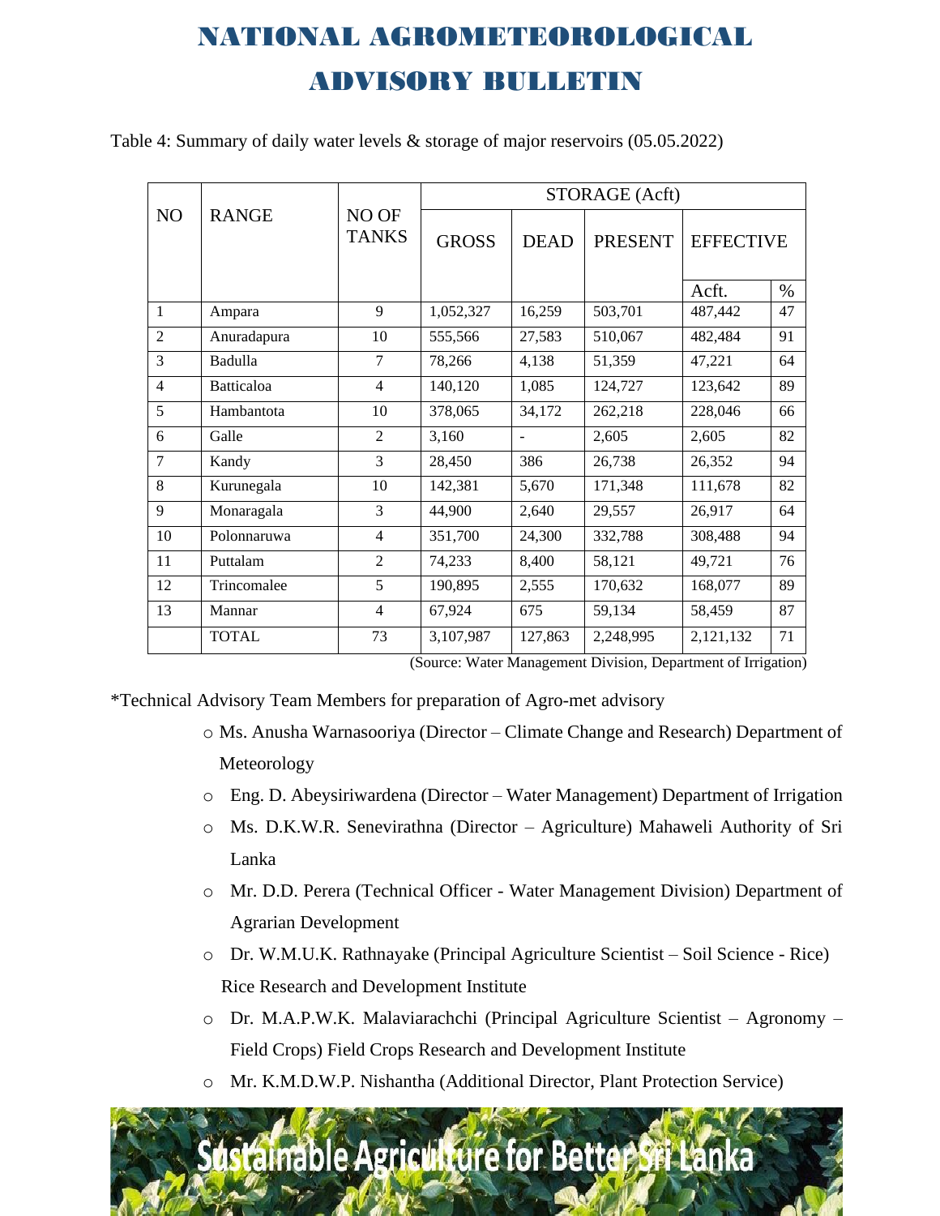# NATIONAL AGROMETEOROLOGICAL ADVISORY BULLETIN

Table 4: Summary of daily water levels & storage of major reservoirs (05.05.2022)

| NO | RANGE | NO OF TANKS | STORAGE (Acft) | | | | |
|---|---|---|---|---|---|---|---|
| | | | GROSS | DEAD | PRESENT | EFFECTIVE | |
| | | | | | | Acft. | % |
| 1 | Ampara | 9 | 1,052,327 | 16,259 | 503,701 | 487,442 | 47 |
| 2 | Anuradapura | 10 | 555,566 | 27,583 | 510,067 | 482,484 | 91 |
| 3 | Badulla | 7 | 78,266 | 4,138 | 51,359 | 47,221 | 64 |
| 4 | Batticaloa | 4 | 140,120 | 1,085 | 124,727 | 123,642 | 89 |
| 5 | Hambantota | 10 | 378,065 | 34,172 | 262,218 | 228,046 | 66 |
| 6 | Galle | 2 | 3,160 | - | 2,605 | 2,605 | 82 |
| 7 | Kandy | 3 | 28,450 | 386 | 26,738 | 26,352 | 94 |
| 8 | Kurunegala | 10 | 142,381 | 5,670 | 171,348 | 111,678 | 82 |
| 9 | Monaragala | 3 | 44,900 | 2,640 | 29,557 | 26,917 | 64 |
| 10 | Polonnaruwa | 4 | 351,700 | 24,300 | 332,788 | 308,488 | 94 |
| 11 | Puttalam | 2 | 74,233 | 8,400 | 58,121 | 49,721 | 76 |
| 12 | Trincomalee | 5 | 190,895 | 2,555 | 170,632 | 168,077 | 89 |
| 13 | Mannar | 4 | 67,924 | 675 | 59,134 | 58,459 | 87 |
| | TOTAL | 73 | 3,107,987 | 127,863 | 2,248,995 | 2,121,132 | 71 |

(Source: Water Management Division, Department of Irrigation)

*Technical Advisory Team Members for preparation of Agro-met advisory

- Ms. Anusha Warnasooriya (Director – Climate Change and Research) Department of Meteorology
- Eng. D. Abeysiriwardena (Director – Water Management) Department of Irrigation
- Ms. D.K.W.R. Senevirathna (Director – Agriculture) Mahaweli Authority of Sri Lanka
- Mr. D.D. Perera (Technical Officer - Water Management Division) Department of Agrarian Development
- Dr. W.M.U.K. Rathnayake (Principal Agriculture Scientist – Soil Science - Rice) Rice Research and Development Institute
- Dr. M.A.P.W.K. Malaviarachchi (Principal Agriculture Scientist – Agronomy – Field Crops) Field Crops Research and Development Institute
- Mr. K.M.D.W.P. Nishantha (Additional Director, Plant Protection Service)

Sustainable Agriculture for Better Sri Lanka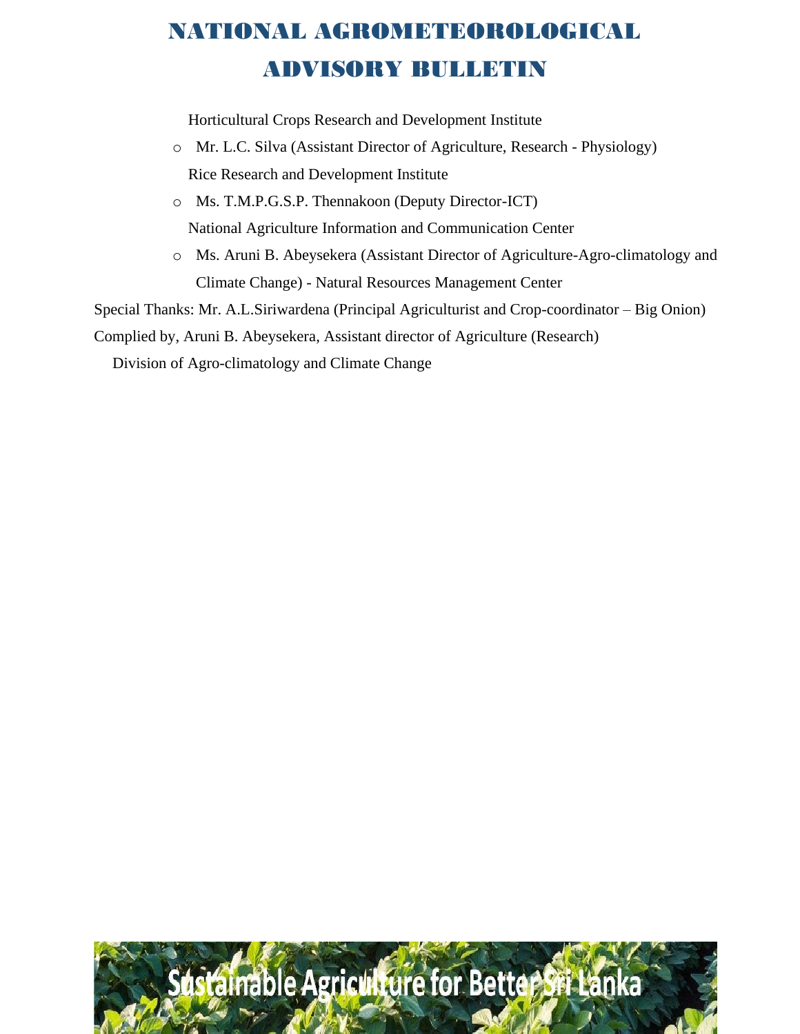Horticultural Crops Research and Development Institute

- Mr. L.C. Silva (Assistant Director of Agriculture, Research - Physiology)
  Rice Research and Development Institute
- Ms. T.M.P.G.S.P. Thennakoon (Deputy Director-ICT)
  National Agriculture Information and Communication Center
- Ms. Aruni B. Abeysekera (Assistant Director of Agriculture-Agro-climatology and Climate Change) - Natural Resources Management Center

Special Thanks: Mr. A.L.Siriwardena (Principal Agriculturist and Crop-coordinator – Big Onion)

Complied by, Aruni B. Abeysekera, Assistant director of Agriculture (Research)

Division of Agro-climatology and Climate Change

Sustainable Agriculture for Better Sri Lanka